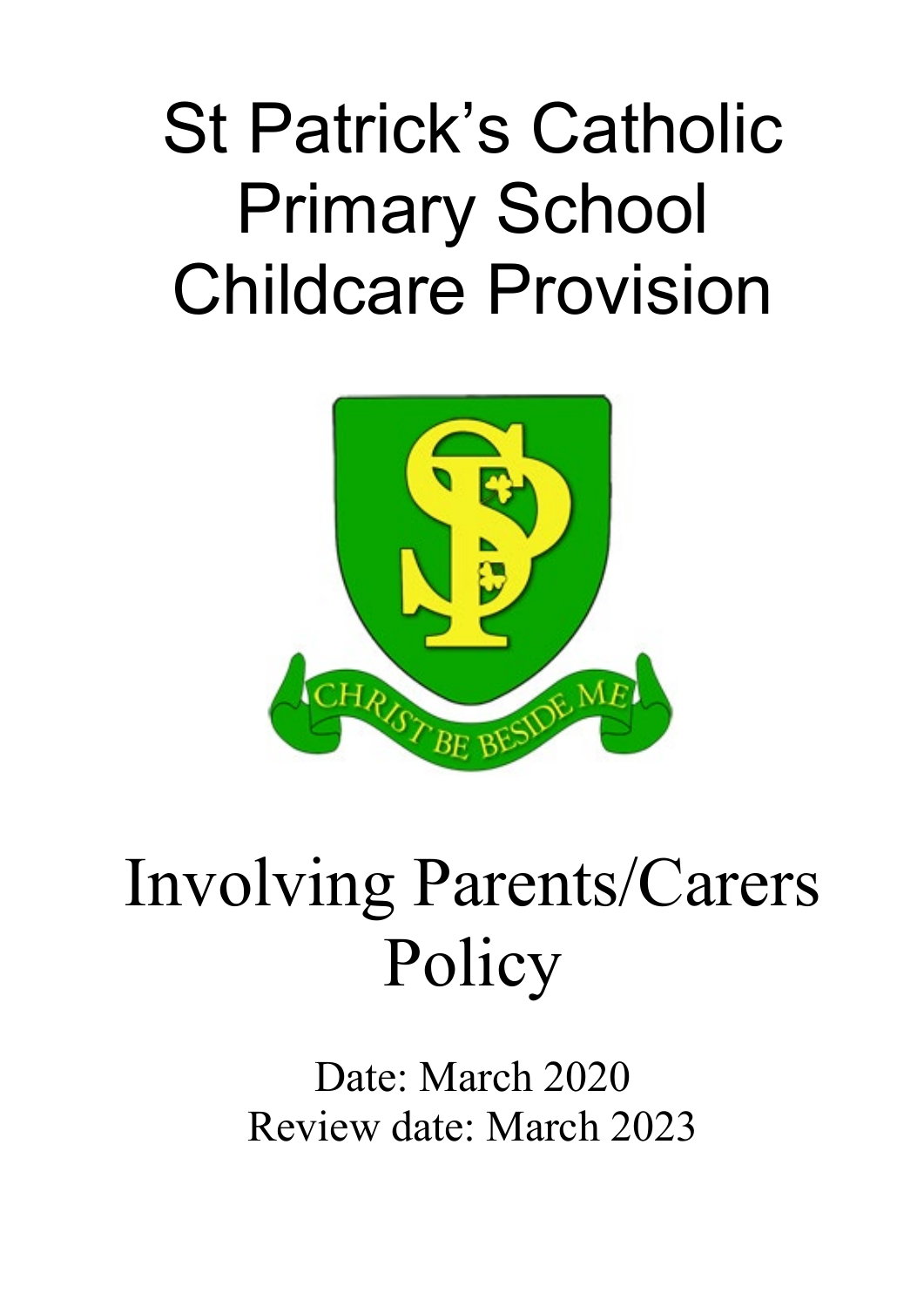# St Patrick's Catholic Primary School Childcare Provision

CHRIST BE BESIDE ME

# Involving Parents/Carers Policy

Date: March 2020

Review date: March 2023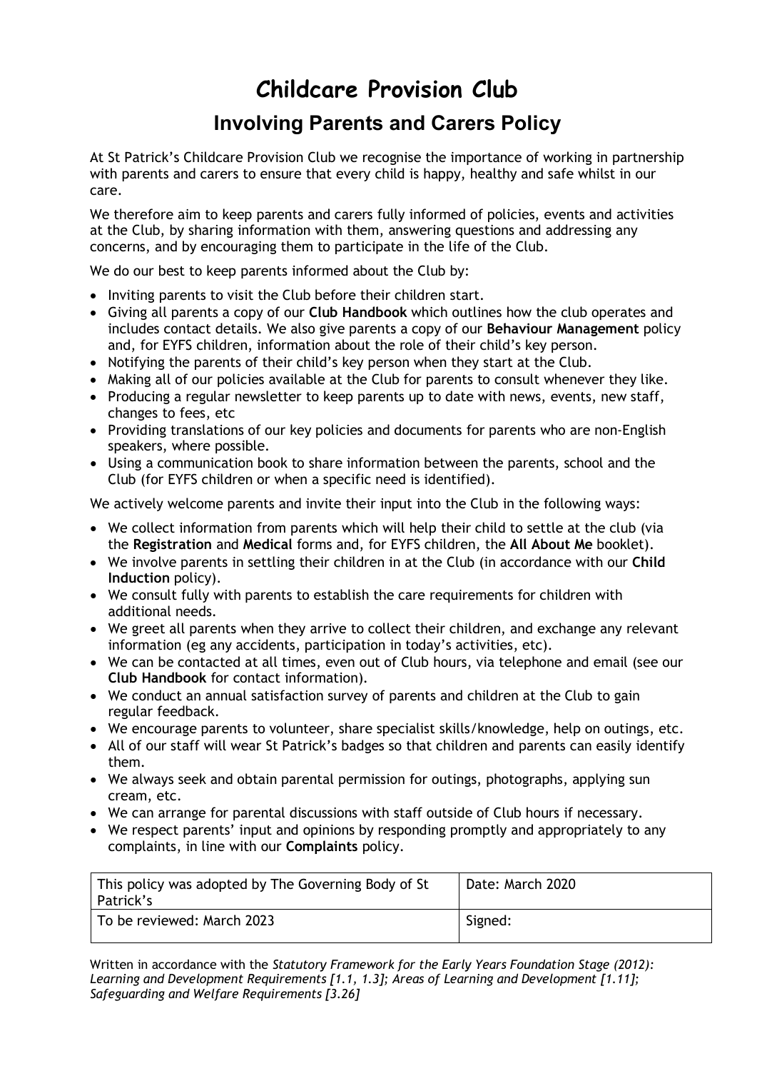# Childcare Provision Club

## Involving Parents and Carers Policy

At St Patrick's Childcare Provision Club we recognise the importance of working in partnership with parents and carers to ensure that every child is happy, healthy and safe whilst in our care.

We therefore aim to keep parents and carers fully informed of policies, events and activities at the Club, by sharing information with them, answering questions and addressing any concerns, and by encouraging them to participate in the life of the Club.

We do our best to keep parents informed about the Club by:

- Inviting parents to visit the Club before their children start.
- Giving all parents a copy of our **Club Handbook** which outlines how the club operates and includes contact details. We also give parents a copy of our **Behaviour Management** policy and, for EYFS children, information about the role of their child's key person.
- Notifying the parents of their child's key person when they start at the Club.
- Making all of our policies available at the Club for parents to consult whenever they like.
- Producing a regular newsletter to keep parents up to date with news, events, new staff, changes to fees, etc
- Providing translations of our key policies and documents for parents who are non-English speakers, where possible.
- Using a communication book to share information between the parents, school and the Club (for EYFS children or when a specific need is identified).

We actively welcome parents and invite their input into the Club in the following ways:

- We collect information from parents which will help their child to settle at the club (via the **Registration** and **Medical** forms and, for EYFS children, the **All About Me** booklet).
- We involve parents in settling their children in at the Club (in accordance with our **Child Induction** policy).
- We consult fully with parents to establish the care requirements for children with additional needs.
- We greet all parents when they arrive to collect their children, and exchange any relevant information (eg any accidents, participation in today's activities, etc).
- We can be contacted at all times, even out of Club hours, via telephone and email (see our **Club Handbook** for contact information).
- We conduct an annual satisfaction survey of parents and children at the Club to gain regular feedback.
- We encourage parents to volunteer, share specialist skills/knowledge, help on outings, etc.
- All of our staff will wear St Patrick's badges so that children and parents can easily identify them.
- We always seek and obtain parental permission for outings, photographs, applying sun cream, etc.
- We can arrange for parental discussions with staff outside of Club hours if necessary.
- We respect parents' input and opinions by responding promptly and appropriately to any complaints, in line with our **Complaints** policy.

| | |
|---|---|
| This policy was adopted by The Governing Body of St Patrick's | Date: March 2020 |
| To be reviewed: March 2023 | Signed: |

Written in accordance with the *Statutory Framework for the Early Years Foundation Stage (2012): Learning and Development Requirements [1.1, 1.3]; Areas of Learning and Development [1.11]; Safeguarding and Welfare Requirements [3.26]*